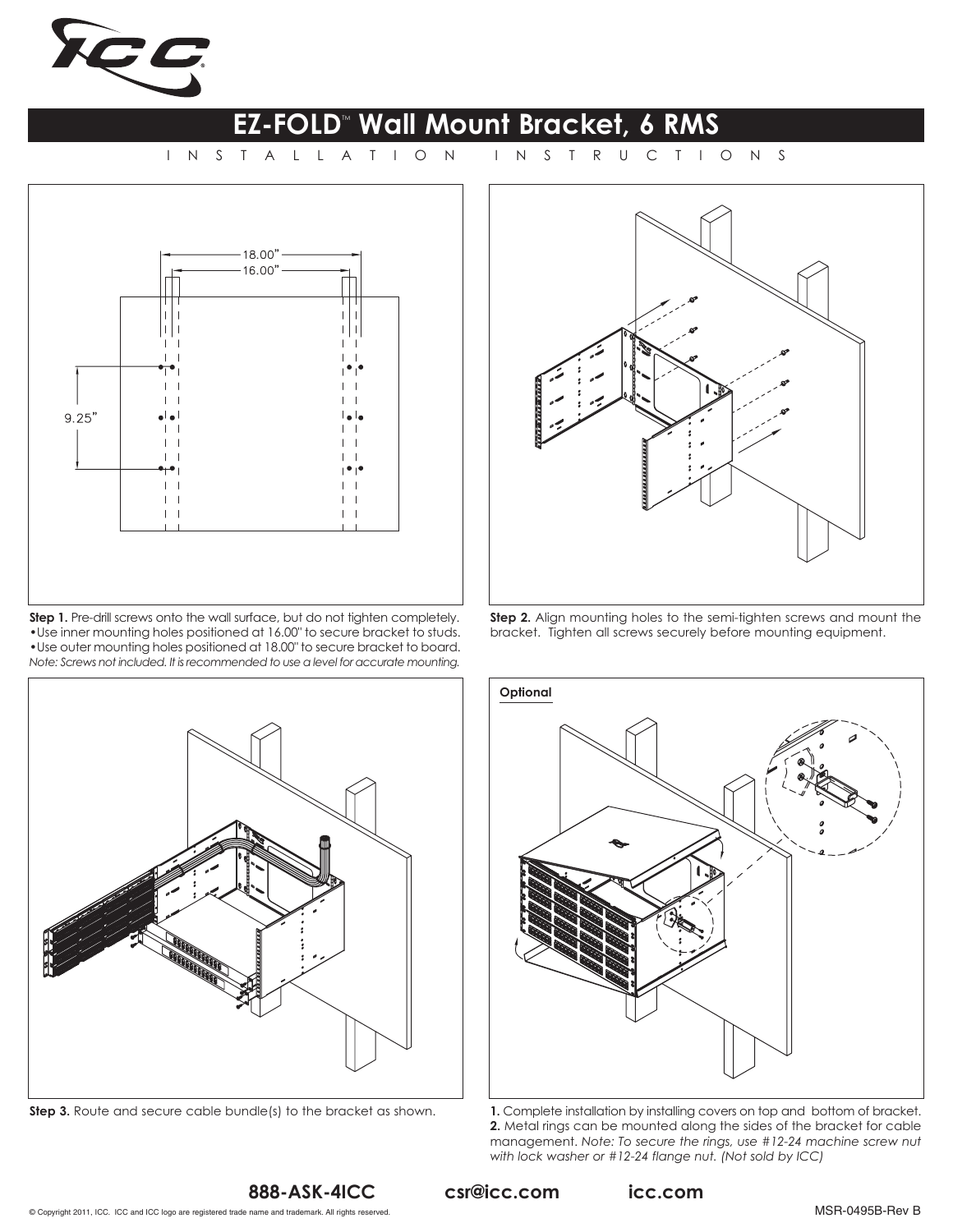# EZ-FOLD™ Wall Mount Bracket, 6 RMS

INSTALLATION INSTRUCTIONS

18.00"

16.00"

9.25"

**Step 1.** Pre-drill screws onto the wall surface, but do not tighten completely.
- Use inner mounting holes positioned at 16.00" to secure bracket to studs.
- Use outer mounting holes positioned at 18.00" to secure bracket to board.

*Note: Screws not included. It is recommended to use a level for accurate mounting.*

**Step 2.** Align mounting holes to the semi-tighten screws and mount the bracket. Tighten all screws securely before mounting equipment.

**Step 3.** Route and secure cable bundle(s) to the bracket as shown.

**Optional**

**1.** Complete installation by installing covers on top and bottom of bracket.
**2.** Metal rings can be mounted along the sides of the bracket for cable management. *Note: To secure the rings, use #12-24 machine screw nut with lock washer or #12-24 flange nut. (Not sold by ICC)*

**888-ASK-4ICC** **csr@icc.com** **icc.com**

© Copyright 2011, ICC. ICC and ICC logo are registered trade name and trademark. All rights reserved.

MSR-0495B-Rev B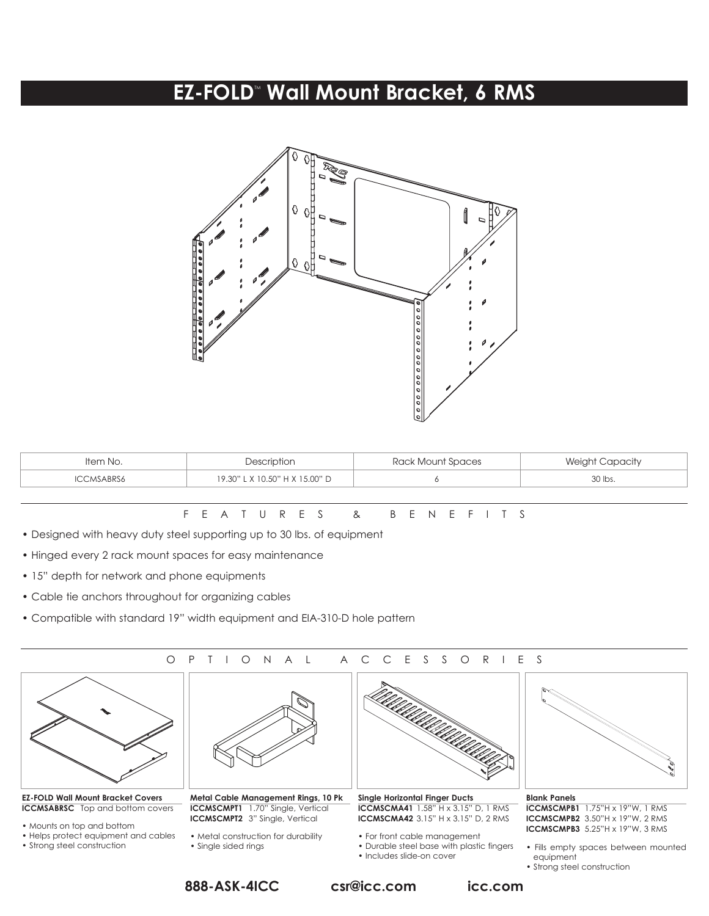# EZ-FOLD™ Wall Mount Bracket, 6 RMS

| Item No. | Description | Rack Mount Spaces | Weight Capacity |
|---|---|---|---|
| ICCMSABRS6 | 19.30" L X 10.50" H X 15.00" D | 6 | 30 lbs. |

## FEATURES & BENEFITS

- Designed with heavy duty steel supporting up to 30 lbs. of equipment
- Hinged every 2 rack mount spaces for easy maintenance
- 15" depth for network and phone equipments
- Cable tie anchors throughout for organizing cables
- Compatible with standard 19" width equipment and EIA-310-D hole pattern

## OPTIONAL ACCESSORIES

**EZ-FOLD Wall Mount Bracket Covers**
**ICCMSABRSC** Top and bottom covers

- Mounts on top and bottom
- Helps protect equipment and cables
- Strong steel construction

**Metal Cable Management Rings, 10 Pk**
**ICCMSCMPT1** 1.70" Single, Vertical
**ICCMSCMPT2** 3" Single, Vertical

- Metal construction for durability
- Single sided rings

**Single Horizontal Finger Ducts**
**ICCMSCMA41** 1.58" H x 3.15" D, 1 RMS
**ICCMSCMA42** 3.15" H x 3.15" D, 2 RMS

- For front cable management
- Durable steel base with plastic fingers
- Includes slide-on cover

**Blank Panels**
**ICCMSCMPB1** 1.75"H x 19"W, 1 RMS
**ICCMSCMPB2** 3.50"H x 19"W, 2 RMS
**ICCMSCMPB3** 5.25"H x 19"W, 3 RMS

- Fills empty spaces between mounted equipment
- Strong steel construction

**888-ASK-4ICC** **csr@icc.com** **icc.com**